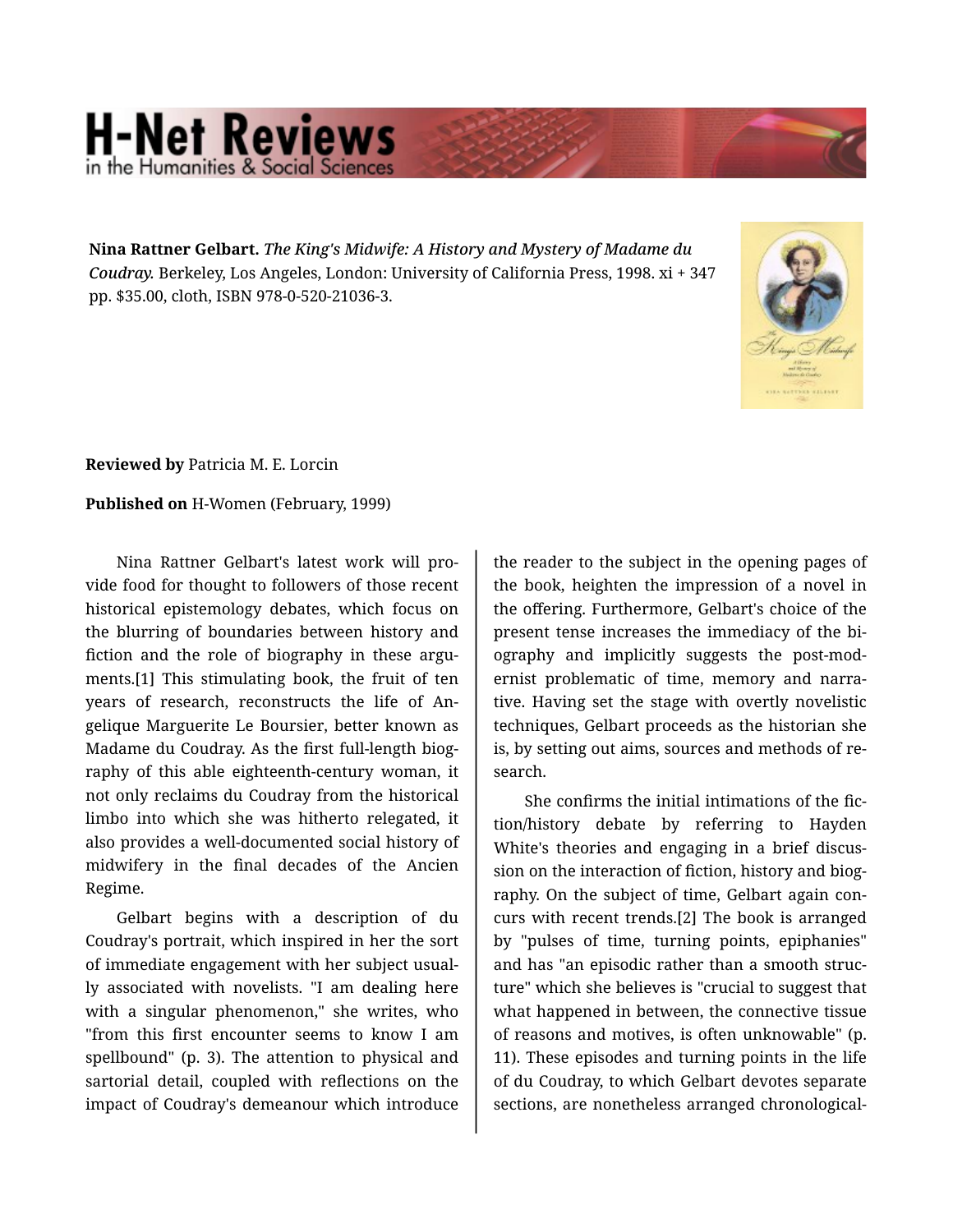**Nina Rattner Gelbart.** *The King's Midwife: A History and Mystery of Madame du Coudray.* Berkeley, Los Angeles, London: University of California Press, 1998. xi + 347 pp. $35.00, cloth, ISBN 978-0-520-21036-3.

**Reviewed by** Patricia M. E. Lorcin

**Published on** H-Women (February, 1999)

Nina Rattner Gelbart's latest work will provide food for thought to followers of those recent historical epistemology debates, which focus on the blurring of boundaries between history and fiction and the role of biography in these arguments.[1] This stimulating book, the fruit of ten years of research, reconstructs the life of Angelique Marguerite Le Boursier, better known as Madame du Coudray. As the first full-length biography of this able eighteenth-century woman, it not only reclaims du Coudray from the historical limbo into which she was hitherto relegated, it also provides a well-documented social history of midwifery in the final decades of the Ancien Regime.

Gelbart begins with a description of du Coudray's portrait, which inspired in her the sort of immediate engagement with her subject usually associated with novelists. "I am dealing here with a singular phenomenon," she writes, who "from this first encounter seems to know I am spellbound" (p. 3). The attention to physical and sartorial detail, coupled with reflections on the impact of Coudray's demeanour which introduce the reader to the subject in the opening pages of the book, heighten the impression of a novel in the offering. Furthermore, Gelbart's choice of the present tense increases the immediacy of the biography and implicitly suggests the post-modernist problematic of time, memory and narrative. Having set the stage with overtly novelistic techniques, Gelbart proceeds as the historian she is, by setting out aims, sources and methods of research.

She confirms the initial intimations of the fiction/history debate by referring to Hayden White's theories and engaging in a brief discussion on the interaction of fiction, history and biography. On the subject of time, Gelbart again concurs with recent trends.[2] The book is arranged by "pulses of time, turning points, epiphanies" and has "an episodic rather than a smooth structure" which she believes is "crucial to suggest that what happened in between, the connective tissue of reasons and motives, is often unknowable" (p. 11). These episodes and turning points in the life of du Coudray, to which Gelbart devotes separate sections, are nonetheless arranged chronological-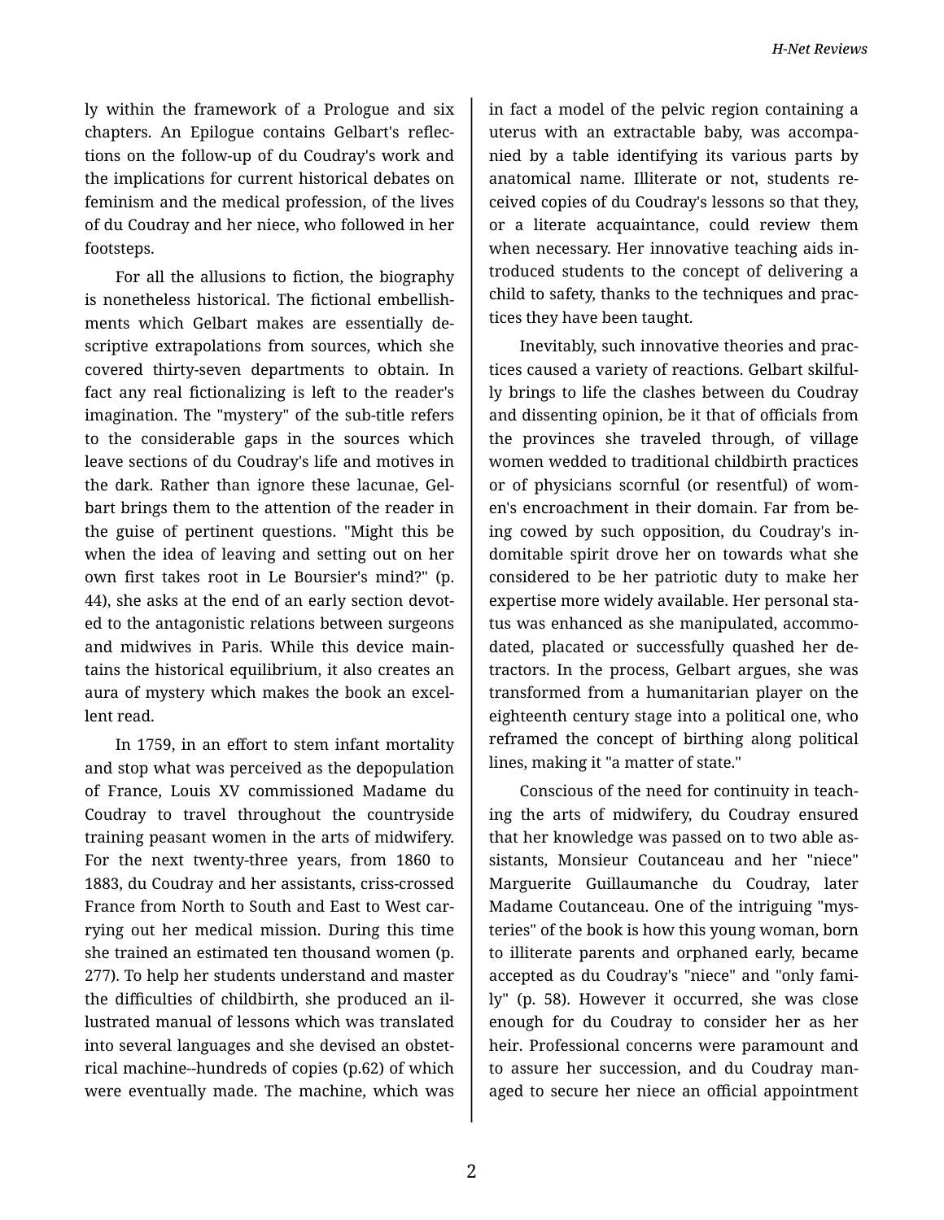ly within the framework of a Prologue and six chapters. An Epilogue contains Gelbart's reflections on the follow-up of du Coudray's work and the implications for current historical debates on feminism and the medical profession, of the lives of du Coudray and her niece, who followed in her footsteps.

For all the allusions to fiction, the biography is nonetheless historical. The fictional embellishments which Gelbart makes are essentially descriptive extrapolations from sources, which she covered thirty-seven departments to obtain. In fact any real fictionalizing is left to the reader's imagination. The "mystery" of the sub-title refers to the considerable gaps in the sources which leave sections of du Coudray's life and motives in the dark. Rather than ignore these lacunae, Gelbart brings them to the attention of the reader in the guise of pertinent questions. "Might this be when the idea of leaving and setting out on her own first takes root in Le Boursier's mind?" (p. 44), she asks at the end of an early section devoted to the antagonistic relations between surgeons and midwives in Paris. While this device maintains the historical equilibrium, it also creates an aura of mystery which makes the book an excellent read.

In 1759, in an effort to stem infant mortality and stop what was perceived as the depopulation of France, Louis XV commissioned Madame du Coudray to travel throughout the countryside training peasant women in the arts of midwifery. For the next twenty-three years, from 1860 to 1883, du Coudray and her assistants, criss-crossed France from North to South and East to West carrying out her medical mission. During this time she trained an estimated ten thousand women (p. 277). To help her students understand and master the difficulties of childbirth, she produced an illustrated manual of lessons which was translated into several languages and she devised an obstetrical machine--hundreds of copies (p.62) of which were eventually made. The machine, which was in fact a model of the pelvic region containing a uterus with an extractable baby, was accompanied by a table identifying its various parts by anatomical name. Illiterate or not, students received copies of du Coudray's lessons so that they, or a literate acquaintance, could review them when necessary. Her innovative teaching aids introduced students to the concept of delivering a child to safety, thanks to the techniques and practices they have been taught.

Inevitably, such innovative theories and practices caused a variety of reactions. Gelbart skilfully brings to life the clashes between du Coudray and dissenting opinion, be it that of officials from the provinces she traveled through, of village women wedded to traditional childbirth practices or of physicians scornful (or resentful) of women's encroachment in their domain. Far from being cowed by such opposition, du Coudray's indomitable spirit drove her on towards what she considered to be her patriotic duty to make her expertise more widely available. Her personal status was enhanced as she manipulated, accommodated, placated or successfully quashed her detractors. In the process, Gelbart argues, she was transformed from a humanitarian player on the eighteenth century stage into a political one, who reframed the concept of birthing along political lines, making it "a matter of state."

Conscious of the need for continuity in teaching the arts of midwifery, du Coudray ensured that her knowledge was passed on to two able assistants, Monsieur Coutanceau and her "niece" Marguerite Guillaumanche du Coudray, later Madame Coutanceau. One of the intriguing "mysteries" of the book is how this young woman, born to illiterate parents and orphaned early, became accepted as du Coudray's "niece" and "only family" (p. 58). However it occurred, she was close enough for du Coudray to consider her as her heir. Professional concerns were paramount and to assure her succession, and du Coudray managed to secure her niece an official appointment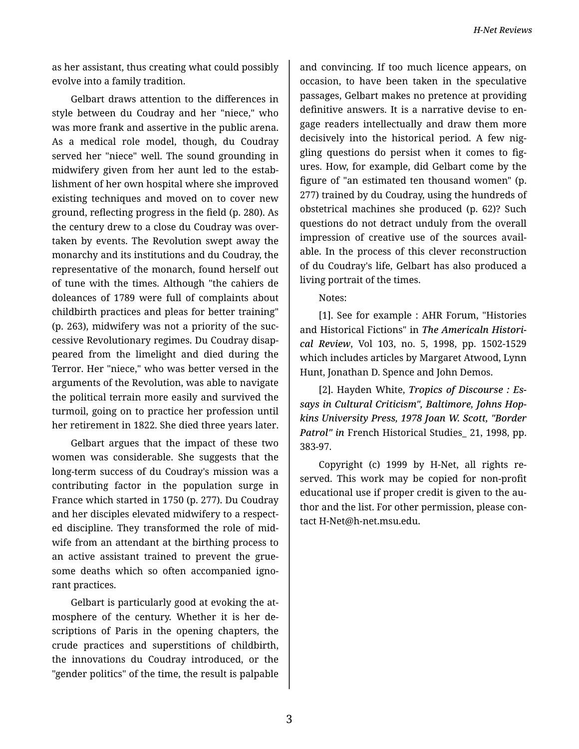as her assistant, thus creating what could possibly evolve into a family tradition.

Gelbart draws attention to the differences in style between du Coudray and her "niece," who was more frank and assertive in the public arena. As a medical role model, though, du Coudray served her "niece" well. The sound grounding in midwifery given from her aunt led to the establishment of her own hospital where she improved existing techniques and moved on to cover new ground, reflecting progress in the field (p. 280). As the century drew to a close du Coudray was overtaken by events. The Revolution swept away the monarchy and its institutions and du Coudray, the representative of the monarch, found herself out of tune with the times. Although "the cahiers de doleances of 1789 were full of complaints about childbirth practices and pleas for better training" (p. 263), midwifery was not a priority of the successive Revolutionary regimes. Du Coudray disappeared from the limelight and died during the Terror. Her "niece," who was better versed in the arguments of the Revolution, was able to navigate the political terrain more easily and survived the turmoil, going on to practice her profession until her retirement in 1822. She died three years later.

Gelbart argues that the impact of these two women was considerable. She suggests that the long-term success of du Coudray's mission was a contributing factor in the population surge in France which started in 1750 (p. 277). Du Coudray and her disciples elevated midwifery to a respected discipline. They transformed the role of midwife from an attendant at the birthing process to an active assistant trained to prevent the gruesome deaths which so often accompanied ignorant practices.

Gelbart is particularly good at evoking the atmosphere of the century. Whether it is her descriptions of Paris in the opening chapters, the crude practices and superstitions of childbirth, the innovations du Coudray introduced, or the "gender politics" of the time, the result is palpable and convincing. If too much licence appears, on occasion, to have been taken in the speculative passages, Gelbart makes no pretence at providing definitive answers. It is a narrative devise to engage readers intellectually and draw them more decisively into the historical period. A few niggling questions do persist when it comes to figures. How, for example, did Gelbart come by the figure of "an estimated ten thousand women" (p. 277) trained by du Coudray, using the hundreds of obstetrical machines she produced (p. 62)? Such questions do not detract unduly from the overall impression of creative use of the sources available. In the process of this clever reconstruction of du Coudray's life, Gelbart has also produced a living portrait of the times.

Notes:

[1]. See for example : AHR Forum, "Histories and Historical Fictions" in ***The Americaln Historical Review***, Vol 103, no. 5, 1998, pp. 1502-1529 which includes articles by Margaret Atwood, Lynn Hunt, Jonathan D. Spence and John Demos.

[2]. Hayden White, ***Tropics of Discourse : Essays in Cultural Criticism", Baltimore, Johns Hopkins University Press, 1978 Joan W. Scott, "Border Patrol" in*** French Historical Studies_ 21, 1998, pp. 383-97.

Copyright (c) 1999 by H-Net, all rights reserved. This work may be copied for non-profit educational use if proper credit is given to the author and the list. For other permission, please contact H-Net@h-net.msu.edu.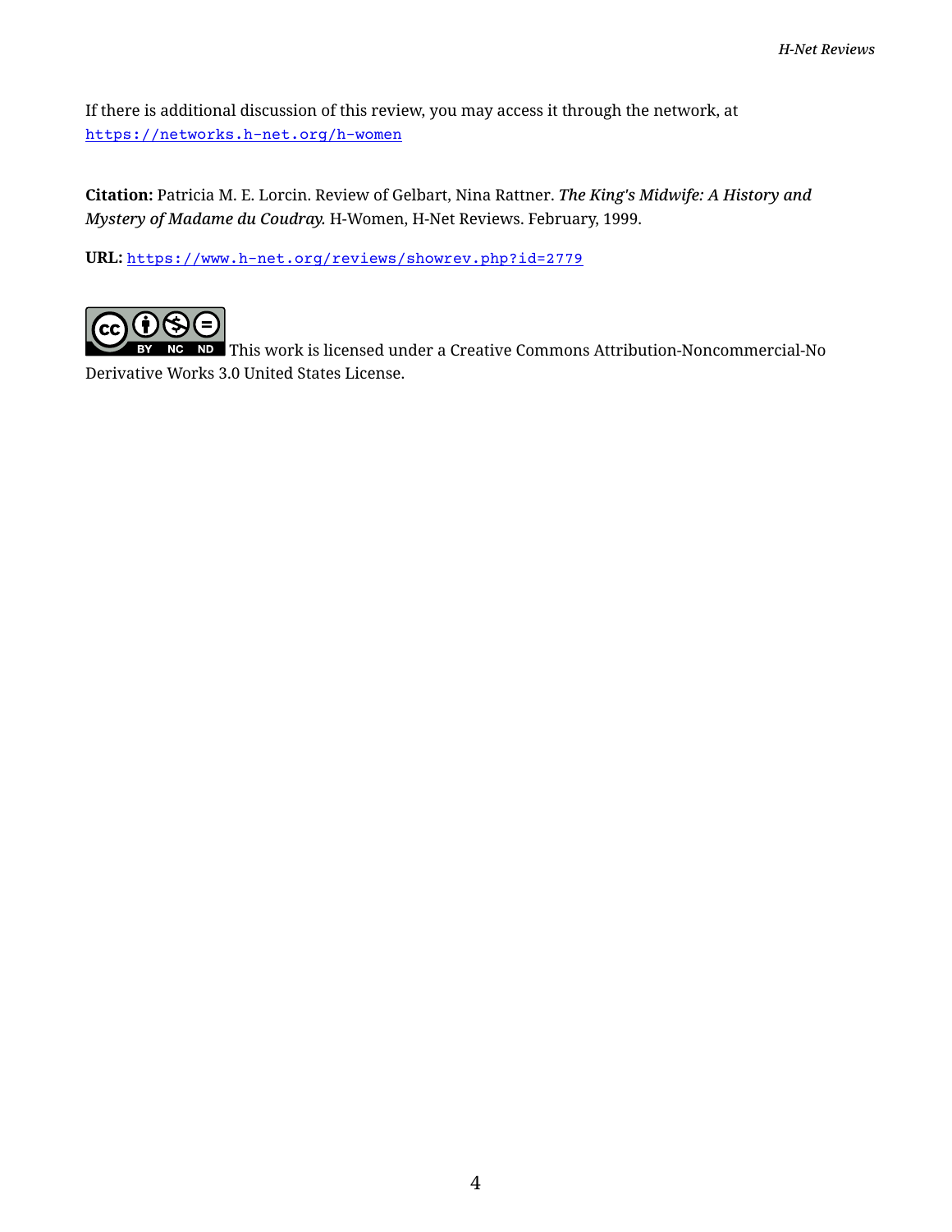If there is additional discussion of this review, you may access it through the network, at https://networks.h-net.org/h-women

**Citation:** Patricia M. E. Lorcin. Review of Gelbart, Nina Rattner. ***The King's Midwife: A History and Mystery of Madame du Coudray.*** H-Women, H-Net Reviews. February, 1999.

**URL:** https://www.h-net.org/reviews/showrev.php?id=2779

This work is licensed under a Creative Commons Attribution-Noncommercial-No Derivative Works 3.0 United States License.